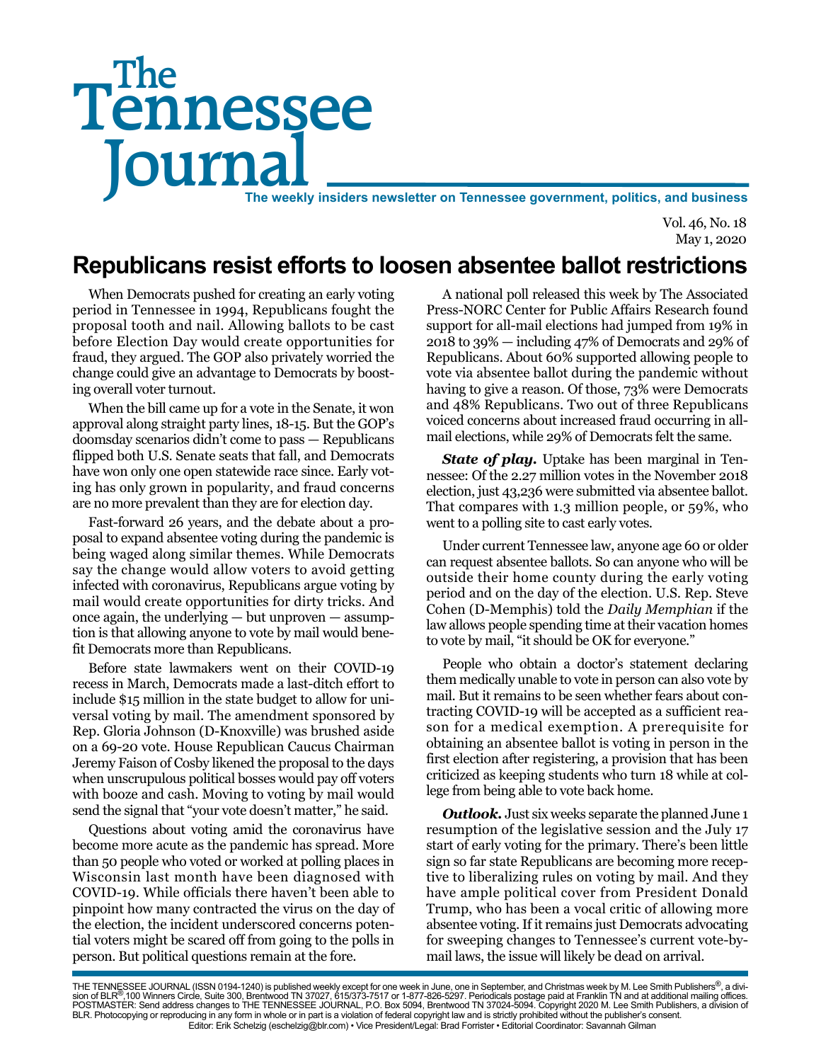# The Tennessee Journal

**The weekly insiders newsletter on Tennessee government, politics, and business**

Vol. 46, No. 18
May 1, 2020

## Republicans resist efforts to loosen absentee ballot restrictions

When Democrats pushed for creating an early voting period in Tennessee in 1994, Republicans fought the proposal tooth and nail. Allowing ballots to be cast before Election Day would create opportunities for fraud, they argued. The GOP also privately worried the change could give an advantage to Democrats by boosting overall voter turnout.

When the bill came up for a vote in the Senate, it won approval along straight party lines, 18-15. But the GOP's doomsday scenarios didn't come to pass — Republicans flipped both U.S. Senate seats that fall, and Democrats have won only one open statewide race since. Early voting has only grown in popularity, and fraud concerns are no more prevalent than they are for election day.

Fast-forward 26 years, and the debate about a proposal to expand absentee voting during the pandemic is being waged along similar themes. While Democrats say the change would allow voters to avoid getting infected with coronavirus, Republicans argue voting by mail would create opportunities for dirty tricks. And once again, the underlying — but unproven — assumption is that allowing anyone to vote by mail would benefit Democrats more than Republicans.

Before state lawmakers went on their COVID-19 recess in March, Democrats made a last-ditch effort to include $15 million in the state budget to allow for universal voting by mail. The amendment sponsored by Rep. Gloria Johnson (D-Knoxville) was brushed aside on a 69-20 vote. House Republican Caucus Chairman Jeremy Faison of Cosby likened the proposal to the days when unscrupulous political bosses would pay off voters with booze and cash. Moving to voting by mail would send the signal that "your vote doesn't matter," he said.

Questions about voting amid the coronavirus have become more acute as the pandemic has spread. More than 50 people who voted or worked at polling places in Wisconsin last month have been diagnosed with COVID-19. While officials there haven't been able to pinpoint how many contracted the virus on the day of the election, the incident underscored concerns potential voters might be scared off from going to the polls in person. But political questions remain at the fore.

A national poll released this week by The Associated Press-NORC Center for Public Affairs Research found support for all-mail elections had jumped from 19% in 2018 to 39% — including 47% of Democrats and 29% of Republicans. About 60% supported allowing people to vote via absentee ballot during the pandemic without having to give a reason. Of those, 73% were Democrats and 48% Republicans. Two out of three Republicans voiced concerns about increased fraud occurring in all-mail elections, while 29% of Democrats felt the same.

***State of play.*** Uptake has been marginal in Tennessee: Of the 2.27 million votes in the November 2018 election, just 43,236 were submitted via absentee ballot. That compares with 1.3 million people, or 59%, who went to a polling site to cast early votes.

Under current Tennessee law, anyone age 60 or older can request absentee ballots. So can anyone who will be outside their home county during the early voting period and on the day of the election. U.S. Rep. Steve Cohen (D-Memphis) told the *Daily Memphian* if the law allows people spending time at their vacation homes to vote by mail, "it should be OK for everyone."

People who obtain a doctor's statement declaring them medically unable to vote in person can also vote by mail. But it remains to be seen whether fears about contracting COVID-19 will be accepted as a sufficient reason for a medical exemption. A prerequisite for obtaining an absentee ballot is voting in person in the first election after registering, a provision that has been criticized as keeping students who turn 18 while at college from being able to vote back home.

***Outlook.*** Just six weeks separate the planned June 1 resumption of the legislative session and the July 17 start of early voting for the primary. There's been little sign so far state Republicans are becoming more receptive to liberalizing rules on voting by mail. And they have ample political cover from President Donald Trump, who has been a vocal critic of allowing more absentee voting. If it remains just Democrats advocating for sweeping changes to Tennessee's current vote-by-mail laws, the issue will likely be dead on arrival.

THE TENNESSEE JOURNAL (ISSN 0194-1240) is published weekly except for one week in June, one in September, and Christmas week by M. Lee Smith Publishers®, a division of BLR®,100 Winners Circle, Suite 300, Brentwood TN 37027, 615/373-7517 or 1-877-826-5297. Periodicals postage paid at Franklin TN and at additional mailing offices. POSTMASTER: Send address changes to THE TENNESSEE JOURNAL, P.O. Box 5094, Brentwood TN 37024-5094. Copyright 2020 M. Lee Smith Publishers, a division of BLR. Photocopying or reproducing in any form in whole or in part is a violation of federal copyright law and is strictly prohibited without the publisher's consent.
Editor: Erik Schelzig (eschelzig@blr.com) • Vice President/Legal: Brad Forrister • Editorial Coordinator: Savannah Gilman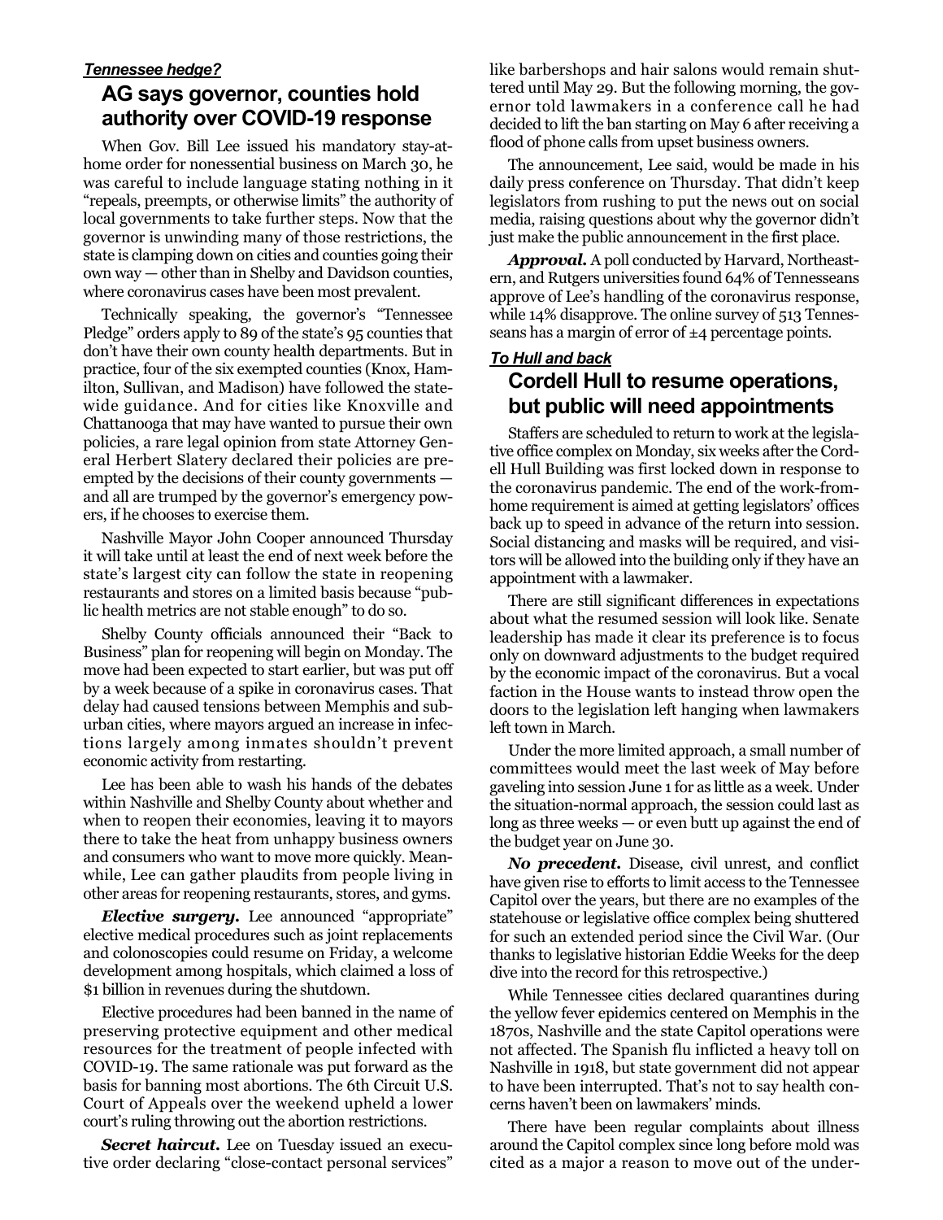***Tennessee hedge?***

## AG says governor, counties hold authority over COVID-19 response

When Gov. Bill Lee issued his mandatory stay-at-home order for nonessential business on March 30, he was careful to include language stating nothing in it "repeals, preempts, or otherwise limits" the authority of local governments to take further steps. Now that the governor is unwinding many of those restrictions, the state is clamping down on cities and counties going their own way — other than in Shelby and Davidson counties, where coronavirus cases have been most prevalent.

Technically speaking, the governor's "Tennessee Pledge" orders apply to 89 of the state's 95 counties that don't have their own county health departments. But in practice, four of the six exempted counties (Knox, Hamilton, Sullivan, and Madison) have followed the statewide guidance. And for cities like Knoxville and Chattanooga that may have wanted to pursue their own policies, a rare legal opinion from state Attorney General Herbert Slatery declared their policies are preempted by the decisions of their county governments — and all are trumped by the governor's emergency powers, if he chooses to exercise them.

Nashville Mayor John Cooper announced Thursday it will take until at least the end of next week before the state's largest city can follow the state in reopening restaurants and stores on a limited basis because "public health metrics are not stable enough" to do so.

Shelby County officials announced their "Back to Business" plan for reopening will begin on Monday. The move had been expected to start earlier, but was put off by a week because of a spike in coronavirus cases. That delay had caused tensions between Memphis and suburban cities, where mayors argued an increase in infections largely among inmates shouldn't prevent economic activity from restarting.

Lee has been able to wash his hands of the debates within Nashville and Shelby County about whether and when to reopen their economies, leaving it to mayors there to take the heat from unhappy business owners and consumers who want to move more quickly. Meanwhile, Lee can gather plaudits from people living in other areas for reopening restaurants, stores, and gyms.

***Elective surgery.*** Lee announced "appropriate" elective medical procedures such as joint replacements and colonoscopies could resume on Friday, a welcome development among hospitals, which claimed a loss of $1 billion in revenues during the shutdown.

Elective procedures had been banned in the name of preserving protective equipment and other medical resources for the treatment of people infected with COVID-19. The same rationale was put forward as the basis for banning most abortions. The 6th Circuit U.S. Court of Appeals over the weekend upheld a lower court's ruling throwing out the abortion restrictions.

***Secret haircut.*** Lee on Tuesday issued an executive order declaring "close-contact personal services" like barbershops and hair salons would remain shuttered until May 29. But the following morning, the governor told lawmakers in a conference call he had decided to lift the ban starting on May 6 after receiving a flood of phone calls from upset business owners.

The announcement, Lee said, would be made in his daily press conference on Thursday. That didn't keep legislators from rushing to put the news out on social media, raising questions about why the governor didn't just make the public announcement in the first place.

***Approval.*** A poll conducted by Harvard, Northeastern, and Rutgers universities found 64% of Tennesseans approve of Lee's handling of the coronavirus response, while 14% disapprove. The online survey of 513 Tennesseans has a margin of error of ±4 percentage points.

***To Hull and back***

## Cordell Hull to resume operations, but public will need appointments

Staffers are scheduled to return to work at the legislative office complex on Monday, six weeks after the Cordell Hull Building was first locked down in response to the coronavirus pandemic. The end of the work-from-home requirement is aimed at getting legislators' offices back up to speed in advance of the return into session. Social distancing and masks will be required, and visitors will be allowed into the building only if they have an appointment with a lawmaker.

There are still significant differences in expectations about what the resumed session will look like. Senate leadership has made it clear its preference is to focus only on downward adjustments to the budget required by the economic impact of the coronavirus. But a vocal faction in the House wants to instead throw open the doors to the legislation left hanging when lawmakers left town in March.

Under the more limited approach, a small number of committees would meet the last week of May before gaveling into session June 1 for as little as a week. Under the situation-normal approach, the session could last as long as three weeks — or even butt up against the end of the budget year on June 30.

***No precedent.*** Disease, civil unrest, and conflict have given rise to efforts to limit access to the Tennessee Capitol over the years, but there are no examples of the statehouse or legislative office complex being shuttered for such an extended period since the Civil War. (Our thanks to legislative historian Eddie Weeks for the deep dive into the record for this retrospective.)

While Tennessee cities declared quarantines during the yellow fever epidemics centered on Memphis in the 1870s, Nashville and the state Capitol operations were not affected. The Spanish flu inflicted a heavy toll on Nashville in 1918, but state government did not appear to have been interrupted. That's not to say health concerns haven't been on lawmakers' minds.

There have been regular complaints about illness around the Capitol complex since long before mold was cited as a major a reason to move out of the under-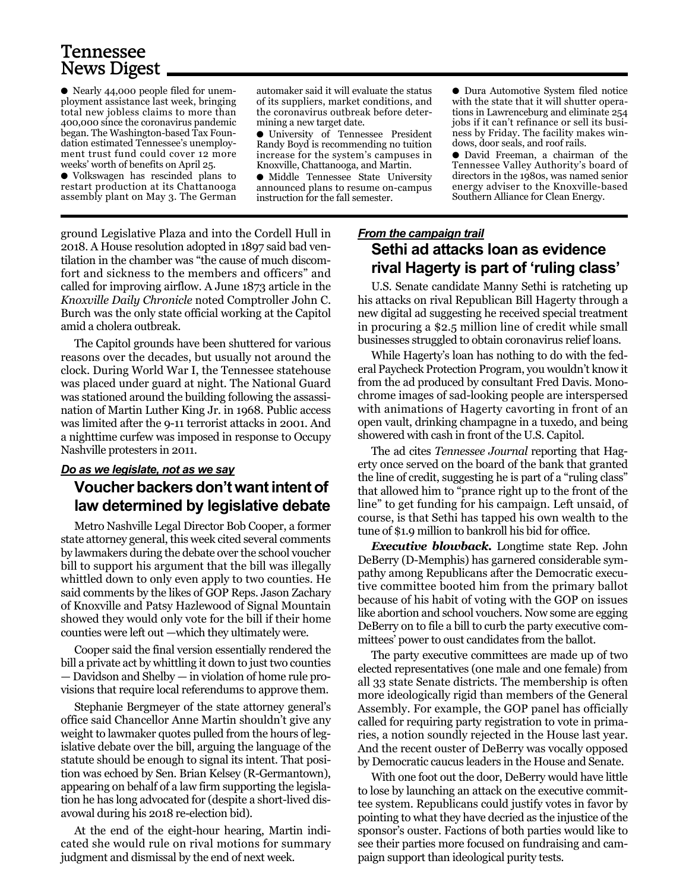## Tennessee News Digest

- Nearly 44,000 people filed for unemployment assistance last week, bringing total new jobless claims to more than 400,000 since the coronavirus pandemic began. The Washington-based Tax Foundation estimated Tennessee's unemployment trust fund could cover 12 more weeks' worth of benefits on April 25.
- Volkswagen has rescinded plans to restart production at its Chattanooga assembly plant on May 3. The German automaker said it will evaluate the status of its suppliers, market conditions, and the coronavirus outbreak before determining a new target date.
- University of Tennessee President Randy Boyd is recommending no tuition increase for the system's campuses in Knoxville, Chattanooga, and Martin.
- Middle Tennessee State University announced plans to resume on-campus instruction for the fall semester.
- Dura Automotive System filed notice with the state that it will shutter operations in Lawrenceburg and eliminate 254 jobs if it can't refinance or sell its business by Friday. The facility makes windows, door seals, and roof rails.
- David Freeman, a chairman of the Tennessee Valley Authority's board of directors in the 1980s, was named senior energy adviser to the Knoxville-based Southern Alliance for Clean Energy.

ground Legislative Plaza and into the Cordell Hull in 2018. A House resolution adopted in 1897 said bad ventilation in the chamber was "the cause of much discomfort and sickness to the members and officers" and called for improving airflow. A June 1873 article in the *Knoxville Daily Chronicle* noted Comptroller John C. Burch was the only state official working at the Capitol amid a cholera outbreak.

The Capitol grounds have been shuttered for various reasons over the decades, but usually not around the clock. During World War I, the Tennessee statehouse was placed under guard at night. The National Guard was stationed around the building following the assassination of Martin Luther King Jr. in 1968. Public access was limited after the 9-11 terrorist attacks in 2001. And a nighttime curfew was imposed in response to Occupy Nashville protesters in 2011.

***Do as we legislate, not as we say***

### Voucher backers don't want intent of law determined by legislative debate

Metro Nashville Legal Director Bob Cooper, a former state attorney general, this week cited several comments by lawmakers during the debate over the school voucher bill to support his argument that the bill was illegally whittled down to only even apply to two counties. He said comments by the likes of GOP Reps. Jason Zachary of Knoxville and Patsy Hazlewood of Signal Mountain showed they would only vote for the bill if their home counties were left out —which they ultimately were.

Cooper said the final version essentially rendered the bill a private act by whittling it down to just two counties — Davidson and Shelby — in violation of home rule provisions that require local referendums to approve them.

Stephanie Bergmeyer of the state attorney general's office said Chancellor Anne Martin shouldn't give any weight to lawmaker quotes pulled from the hours of legislative debate over the bill, arguing the language of the statute should be enough to signal its intent. That position was echoed by Sen. Brian Kelsey (R-Germantown), appearing on behalf of a law firm supporting the legislation he has long advocated for (despite a short-lived disavowal during his 2018 re-election bid).

At the end of the eight-hour hearing, Martin indicated she would rule on rival motions for summary judgment and dismissal by the end of next week.

***From the campaign trail***

### Sethi ad attacks loan as evidence rival Hagerty is part of 'ruling class'

U.S. Senate candidate Manny Sethi is ratcheting up his attacks on rival Republican Bill Hagerty through a new digital ad suggesting he received special treatment in procuring a $2.5 million line of credit while small businesses struggled to obtain coronavirus relief loans.

While Hagerty's loan has nothing to do with the federal Paycheck Protection Program, you wouldn't know it from the ad produced by consultant Fred Davis. Monochrome images of sad-looking people are interspersed with animations of Hagerty cavorting in front of an open vault, drinking champagne in a tuxedo, and being showered with cash in front of the U.S. Capitol.

The ad cites *Tennessee Journal* reporting that Hagerty once served on the board of the bank that granted the line of credit, suggesting he is part of a "ruling class" that allowed him to "prance right up to the front of the line" to get funding for his campaign. Left unsaid, of course, is that Sethi has tapped his own wealth to the tune of $1.9 million to bankroll his bid for office.

***Executive blowback.*** Longtime state Rep. John DeBerry (D-Memphis) has garnered considerable sympathy among Republicans after the Democratic executive committee booted him from the primary ballot because of his habit of voting with the GOP on issues like abortion and school vouchers. Now some are egging DeBerry on to file a bill to curb the party executive committees' power to oust candidates from the ballot.

The party executive committees are made up of two elected representatives (one male and one female) from all 33 state Senate districts. The membership is often more ideologically rigid than members of the General Assembly. For example, the GOP panel has officially called for requiring party registration to vote in primaries, a notion soundly rejected in the House last year. And the recent ouster of DeBerry was vocally opposed by Democratic caucus leaders in the House and Senate.

With one foot out the door, DeBerry would have little to lose by launching an attack on the executive committee system. Republicans could justify votes in favor by pointing to what they have decried as the injustice of the sponsor's ouster. Factions of both parties would like to see their parties more focused on fundraising and campaign support than ideological purity tests.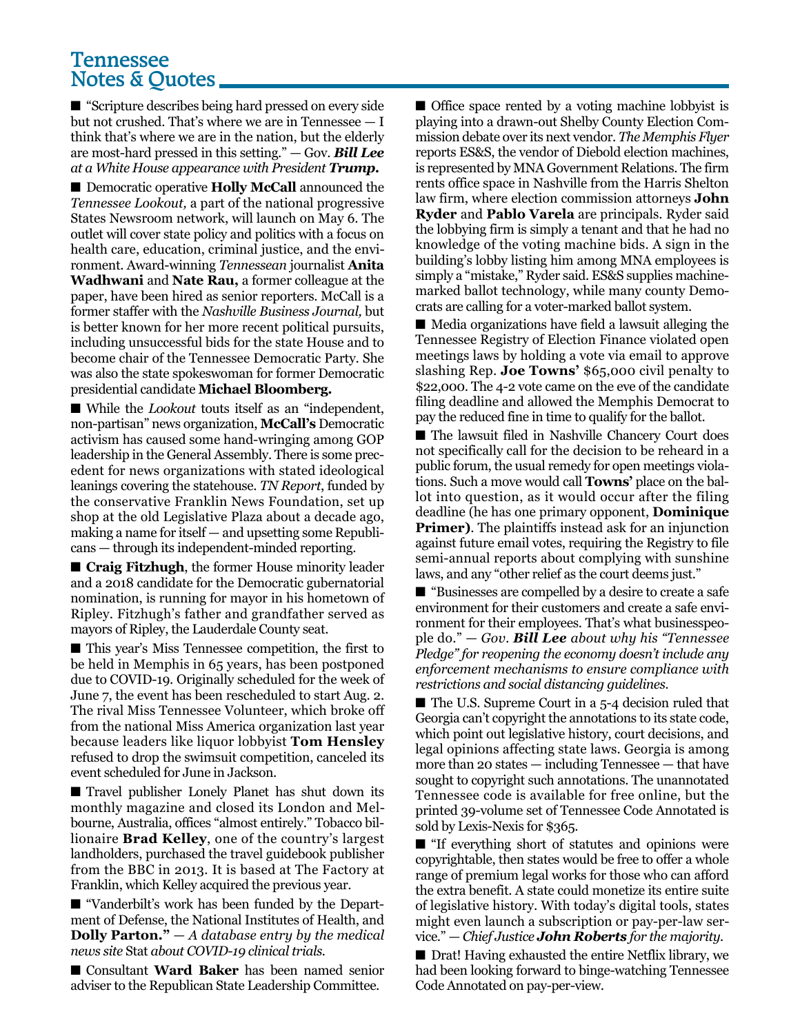# Tennessee Notes & Quotes

■ "Scripture describes being hard pressed on every side but not crushed. That's where we are in Tennessee — I think that's where we are in the nation, but the elderly are most-hard pressed in this setting." — Gov. ***Bill Lee*** *at a White House appearance with President* ***Trump.***

■ Democratic operative **Holly McCall** announced the *Tennessee Lookout,* a part of the national progressive States Newsroom network, will launch on May 6. The outlet will cover state policy and politics with a focus on health care, education, criminal justice, and the environment. Award-winning *Tennessean* journalist **Anita Wadhwani** and **Nate Rau,** a former colleague at the paper, have been hired as senior reporters. McCall is a former staffer with the *Nashville Business Journal,* but is better known for her more recent political pursuits, including unsuccessful bids for the state House and to become chair of the Tennessee Democratic Party. She was also the state spokeswoman for former Democratic presidential candidate **Michael Bloomberg.**

■ While the *Lookout* touts itself as an "independent, non-partisan" news organization, **McCall's** Democratic activism has caused some hand-wringing among GOP leadership in the General Assembly. There is some precedent for news organizations with stated ideological leanings covering the statehouse. *TN Report*, funded by the conservative Franklin News Foundation, set up shop at the old Legislative Plaza about a decade ago, making a name for itself — and upsetting some Republicans — through its independent-minded reporting.

■ **Craig Fitzhugh**, the former House minority leader and a 2018 candidate for the Democratic gubernatorial nomination, is running for mayor in his hometown of Ripley. Fitzhugh's father and grandfather served as mayors of Ripley, the Lauderdale County seat.

■ This year's Miss Tennessee competition, the first to be held in Memphis in 65 years, has been postponed due to COVID-19. Originally scheduled for the week of June 7, the event has been rescheduled to start Aug. 2. The rival Miss Tennessee Volunteer, which broke off from the national Miss America organization last year because leaders like liquor lobbyist **Tom Hensley** refused to drop the swimsuit competition, canceled its event scheduled for June in Jackson.

■ Travel publisher Lonely Planet has shut down its monthly magazine and closed its London and Melbourne, Australia, offices "almost entirely." Tobacco billionaire **Brad Kelley**, one of the country's largest landholders, purchased the travel guidebook publisher from the BBC in 2013. It is based at The Factory at Franklin, which Kelley acquired the previous year.

■ "Vanderbilt's work has been funded by the Department of Defense, the National Institutes of Health, and **Dolly Parton."** — *A database entry by the medical news site* Stat *about COVID-19 clinical trials.*

■ Consultant **Ward Baker** has been named senior adviser to the Republican State Leadership Committee.

■ Office space rented by a voting machine lobbyist is playing into a drawn-out Shelby County Election Commission debate over its next vendor. *The Memphis Flyer* reports ES&S, the vendor of Diebold election machines, is represented by MNA Government Relations. The firm rents office space in Nashville from the Harris Shelton law firm, where election commission attorneys **John Ryder** and **Pablo Varela** are principals. Ryder said the lobbying firm is simply a tenant and that he had no knowledge of the voting machine bids. A sign in the building's lobby listing him among MNA employees is simply a "mistake," Ryder said. ES&S supplies machine-marked ballot technology, while many county Democrats are calling for a voter-marked ballot system.

■ Media organizations have field a lawsuit alleging the Tennessee Registry of Election Finance violated open meetings laws by holding a vote via email to approve slashing Rep. **Joe Towns'** $65,000 civil penalty to $22,000. The 4-2 vote came on the eve of the candidate filing deadline and allowed the Memphis Democrat to pay the reduced fine in time to qualify for the ballot.

■ The lawsuit filed in Nashville Chancery Court does not specifically call for the decision to be reheard in a public forum, the usual remedy for open meetings violations. Such a move would call **Towns'** place on the ballot into question, as it would occur after the filing deadline (he has one primary opponent, **Dominique Primer)**. The plaintiffs instead ask for an injunction against future email votes, requiring the Registry to file semi-annual reports about complying with sunshine laws, and any "other relief as the court deems just."

■ "Businesses are compelled by a desire to create a safe environment for their customers and create a safe environment for their employees. That's what businesspeople do." — *Gov.* ***Bill Lee*** *about why his "Tennessee Pledge" for reopening the economy doesn't include any enforcement mechanisms to ensure compliance with restrictions and social distancing guidelines.*

■ The U.S. Supreme Court in a 5-4 decision ruled that Georgia can't copyright the annotations to its state code, which point out legislative history, court decisions, and legal opinions affecting state laws. Georgia is among more than 20 states — including Tennessee — that have sought to copyright such annotations. The unannotated Tennessee code is available for free online, but the printed 39-volume set of Tennessee Code Annotated is sold by Lexis-Nexis for $365.

■ "If everything short of statutes and opinions were copyrightable, then states would be free to offer a whole range of premium legal works for those who can afford the extra benefit. A state could monetize its entire suite of legislative history. With today's digital tools, states might even launch a subscription or pay-per-law service." — *Chief Justice* ***John Roberts*** *for the majority.*

■ Drat! Having exhausted the entire Netflix library, we had been looking forward to binge-watching Tennessee Code Annotated on pay-per-view.